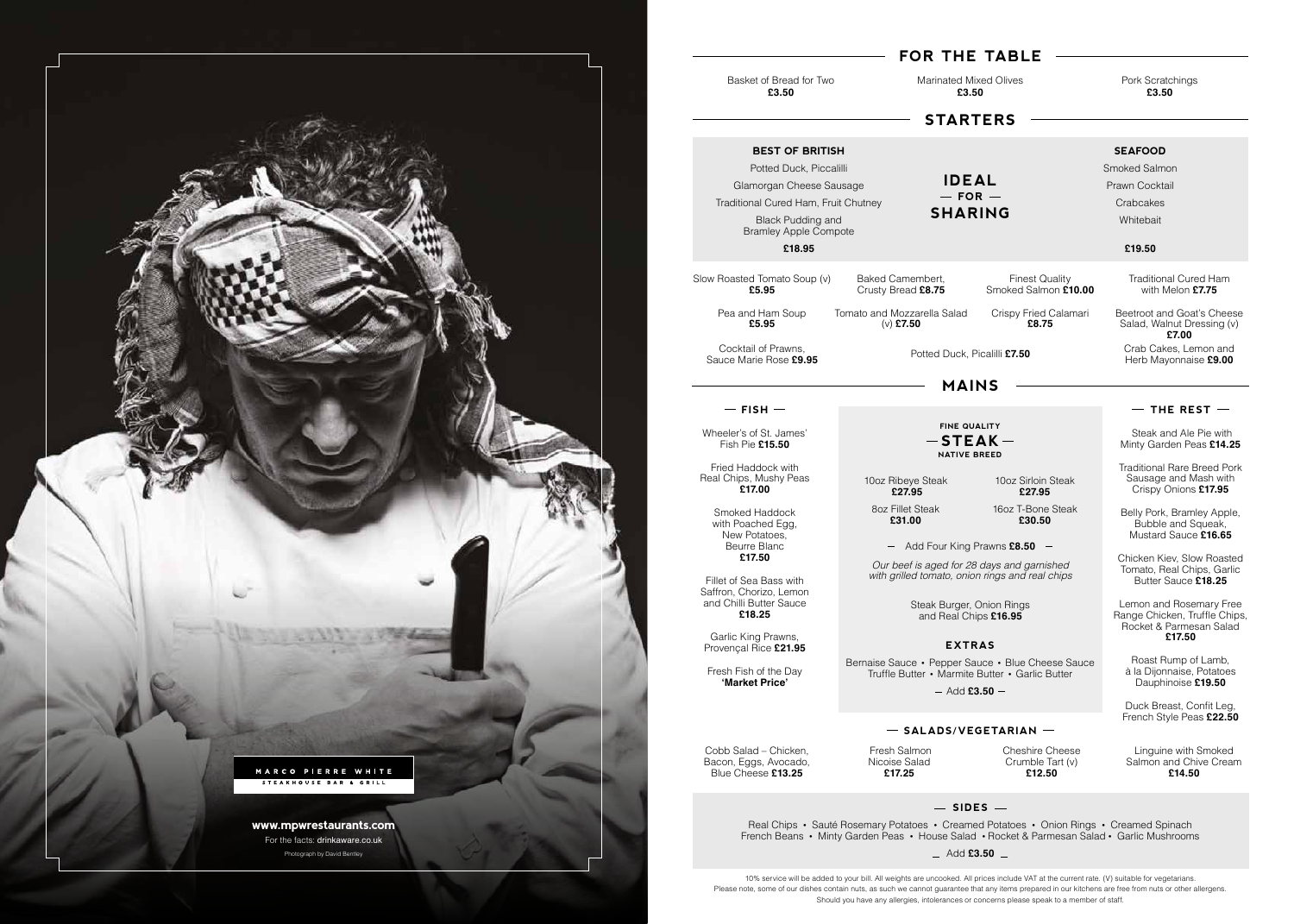MARCO PIERRE WHITE
STEAKHOUSE BAR & GRILL

**www.mpwrestaurants.com**

For the facts: drinkaware.co.uk

Photograph by David Bentley

## FOR THE TABLE

Basket of Bread for Two **£3.50**

Marinated Mixed Olives **£3.50**

Pork Scratchings **£3.50**

## STARTERS

### IDEAL — FOR — SHARING

**BEST OF BRITISH**

Potted Duck, Piccalilli
Glamorgan Cheese Sausage
Traditional Cured Ham, Fruit Chutney
Black Pudding and Bramley Apple Compote

**£18.95**

**SEAFOOD**

Smoked Salmon
Prawn Cocktail
Crabcakes
Whitebait

**£19.50**

Slow Roasted Tomato Soup (v) **£5.95**

Pea and Ham Soup **£5.95**

Cocktail of Prawns, Sauce Marie Rose **£9.95**

Baked Camembert, Crusty Bread **£8.75**

Tomato and Mozzarella Salad (v) **£7.50**

Finest Quality Smoked Salmon **£10.00**

Crispy Fried Calamari **£8.75**

Potted Duck, Picalilli **£7.50**

Traditional Cured Ham with Melon **£7.75**

Beetroot and Goat's Cheese Salad, Walnut Dressing (v) **£7.00**

Crab Cakes, Lemon and Herb Mayonnaise **£9.00**

## MAINS

### — FISH —

Wheeler's of St. James' Fish Pie **£15.50**

Fried Haddock with Real Chips, Mushy Peas **£17.00**

Smoked Haddock with Poached Egg, New Potatoes, Beurre Blanc **£17.50**

Fillet of Sea Bass with Saffron, Chorizo, Lemon and Chilli Butter Sauce **£18.25**

Garlic King Prawns, Provençal Rice **£21.95**

Fresh Fish of the Day **'Market Price'**

### FINE QUALITY — STEAK — NATIVE BREED

10oz Ribeye Steak **£27.95**

10oz Sirloin Steak **£27.95**

8oz Fillet Steak **£31.00**

16oz T-Bone Steak **£30.50**

— Add Four King Prawns **£8.50** —

*Our beef is aged for 28 days and garnished with grilled tomato, onion rings and real chips*

Steak Burger, Onion Rings and Real Chips **£16.95**

### EXTRAS

Bernaise Sauce • Pepper Sauce • Blue Cheese Sauce
Truffle Butter • Marmite Butter • Garlic Butter

— Add **£3.50** —

### — THE REST —

Steak and Ale Pie with Minty Garden Peas **£14.25**

Traditional Rare Breed Pork Sausage and Mash with Crispy Onions **£17.95**

Belly Pork, Bramley Apple, Bubble and Squeak, Mustard Sauce **£16.65**

Chicken Kiev, Slow Roasted Tomato, Real Chips, Garlic Butter Sauce **£18.25**

Lemon and Rosemary Free Range Chicken, Truffle Chips, Rocket & Parmesan Salad **£17.50**

Roast Rump of Lamb, à la Dijonnaise, Potatoes Dauphinoise **£19.50**

Duck Breast, Confit Leg, French Style Peas **£22.50**

### — SALADS/VEGETARIAN —

Cobb Salad – Chicken, Bacon, Eggs, Avocado, Blue Cheese **£13.25**

Fresh Salmon Nicoise Salad **£17.25**

Cheshire Cheese Crumble Tart (v) **£12.50**

Linguine with Smoked Salmon and Chive Cream **£14.50**

### — SIDES —

Real Chips • Sauté Rosemary Potatoes • Creamed Potatoes • Onion Rings • Creamed Spinach
French Beans • Minty Garden Peas • House Salad • Rocket & Parmesan Salad • Garlic Mushrooms

— Add **£3.50** —

10% service will be added to your bill. All weights are uncooked. All prices include VAT at the current rate. (V) suitable for vegetarians.
Please note, some of our dishes contain nuts, as such we cannot guarantee that any items prepared in our kitchens are free from nuts or other allergens.
Should you have any allergies, intolerances or concerns please speak to a member of staff.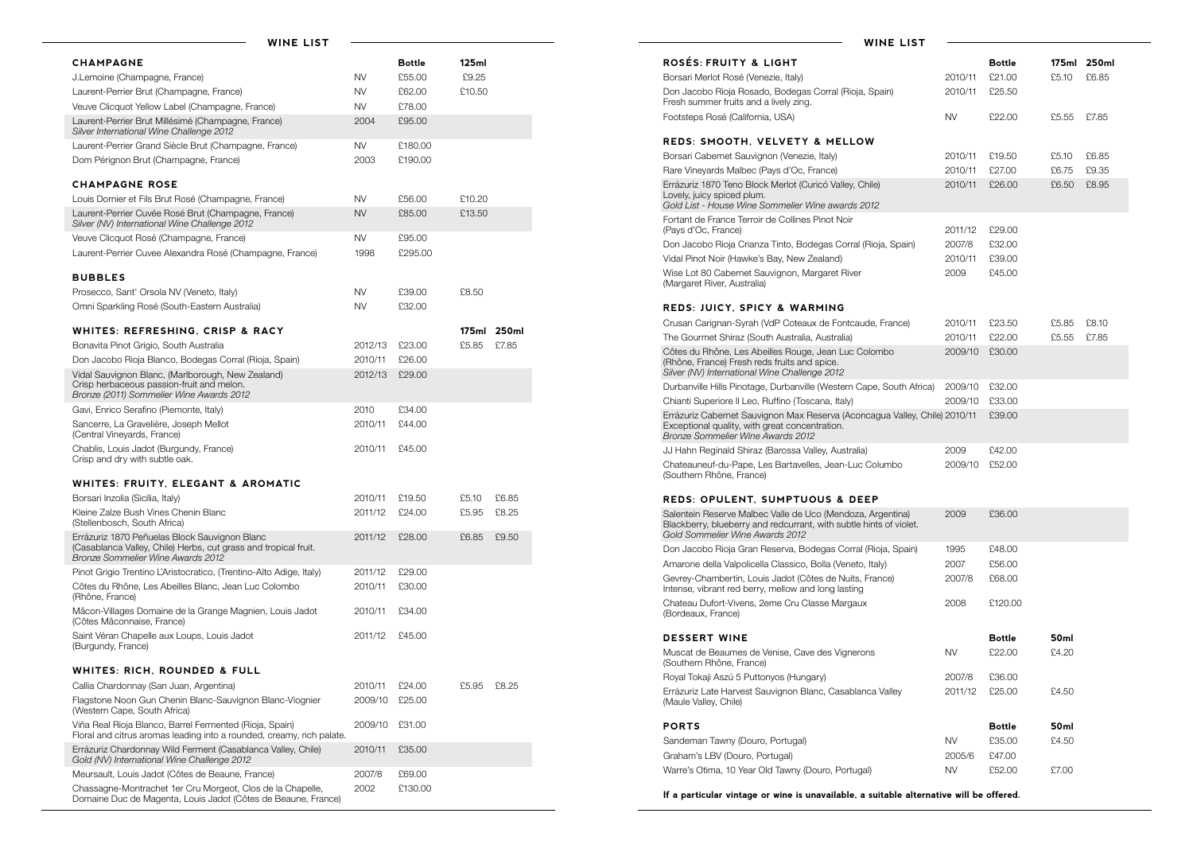## WINE LIST

| CHAMPAGNE | | Bottle | 125ml |
|---|---|---|---|
| J.Lemoine (Champagne, France) | NV | £55.00 | £9.25 |
| Laurent-Perrier Brut (Champagne, France) | NV | £62.00 | £10.50 |
| Veuve Clicquot Yellow Label (Champagne, France) | NV | £78.00 | |
| Laurent-Perrier Brut Millésimé (Champagne, France) *Silver International Wine Challenge 2012* | 2004 | £95.00 | |
| Laurent-Perrier Grand Siècle Brut (Champagne, France) | NV | £180.00 | |
| Dom Pérignon Brut (Champagne, France) | 2003 | £190.00 | |

| CHAMPAGNE ROSE | | | |
|---|---|---|---|
| Louis Dornier et Fils Brut Rosé (Champagne, France) | NV | £56.00 | £10.20 |
| Laurent-Perrier Cuvée Rosé Brut (Champagne, France) *Silver (NV) International Wine Challenge 2012* | NV | £85.00 | £13.50 |
| Veuve Clicquot Rosé (Champagne, France) | NV | £95.00 | |
| Laurent-Perrier Cuvee Alexandra Rosé (Champagne, France) | 1998 | £295.00 | |

| BUBBLES | | | |
|---|---|---|---|
| Prosecco, Sant' Orsola NV (Veneto, Italy) | NV | £39.00 | £8.50 |
| Omni Sparkling Rosé (South-Eastern Australia) | NV | £32.00 | |

| WHITES: REFRESHING, CRISP & RACY | | | 175ml | 250ml |
|---|---|---|---|---|
| Bonavita Pinot Grigio, South Australia | 2012/13 | £23.00 | £5.85 | £7.85 |
| Don Jacobo Rioja Blanco, Bodegas Corral (Rioja, Spain) | 2010/11 | £26.00 | | |
| Vidal Sauvignon Blanc, (Marlborough, New Zealand) Crisp herbaceous passion-fruit and melon. *Bronze (2011) Sommelier Wine Awards 2012* | 2012/13 | £29.00 | | |
| Gavi, Enrico Serafino (Piemonte, Italy) | 2010 | £34.00 | | |
| Sancerre, La Gravelière, Joseph Mellot (Central Vineyards, France) | 2010/11 | £44.00 | | |
| Chablis, Louis Jadot (Burgundy, France) Crisp and dry with subtle oak. | 2010/11 | £45.00 | | |

| WHITES: FRUITY, ELEGANT & AROMATIC | | | | |
|---|---|---|---|---|
| Borsari Inzolia (Sicilia, Italy) | 2010/11 | £19.50 | £5.10 | £6.85 |
| Kleine Zalze Bush Vines Chenin Blanc (Stellenbosch, South Africa) | 2011/12 | £24.00 | £5.95 | £8.25 |
| Errázuriz 1870 Peñuelas Block Sauvignon Blanc (Casablanca Valley, Chile) Herbs, cut grass and tropical fruit. *Bronze Sommelier Wine Awards 2012* | 2011/12 | £28.00 | £6.85 | £9.50 |
| Pinot Grigio Trentino L'Aristocratico, (Trentino-Alto Adige, Italy) | 2011/12 | £29.00 | | |
| Côtes du Rhône, Les Abeilles Blanc, Jean Luc Colombo (Rhône, France) | 2010/11 | £30.00 | | |
| Mâcon-Villages Domaine de la Grange Magnien, Louis Jadot (Côtes Mâconnaise, France) | 2010/11 | £34.00 | | |
| Saint Véran Chapelle aux Loups, Louis Jadot (Burgundy, France) | 2011/12 | £45.00 | | |

| WHITES: RICH, ROUNDED & FULL | | | | |
|---|---|---|---|---|
| Callia Chardonnay (San Juan, Argentina) | 2010/11 | £24.00 | £5.95 | £8.25 |
| Flagstone Noon Gun Chenin Blanc-Sauvignon Blanc-Viognier (Western Cape, South Africa) | 2009/10 | £25.00 | | |
| Viña Real Rioja Blanco, Barrel Fermented (Rioja, Spain) Floral and citrus aromas leading into a rounded, creamy, rich palate. | 2009/10 | £31.00 | | |
| Errázuriz Chardonnay Wild Ferment (Casablanca Valley, Chile) *Gold (NV) International Wine Challenge 2012* | 2010/11 | £35.00 | | |
| Meursault, Louis Jadot (Côtes de Beaune, France) | 2007/8 | £69.00 | | |
| Chassagne-Montrachet 1er Cru Morgeot, Clos de la Chapelle, Domaine Duc de Magenta, Louis Jadot (Côtes de Beaune, France) | 2002 | £130.00 | | |

| ROSÉS: FRUITY & LIGHT | | Bottle | 175ml | 250ml |
|---|---|---|---|---|
| Borsari Merlot Rosé (Venezie, Italy) | 2010/11 | £21.00 | £5.10 | £6.85 |
| Don Jacobo Rioja Rosado, Bodegas Corral (Rioja, Spain) Fresh summer fruits and a lively zing. | 2010/11 | £25.50 | | |
| Footsteps Rosé (California, USA) | NV | £22.00 | £5.55 | £7.85 |

| REDS: SMOOTH, VELVETY & MELLOW | | | | |
|---|---|---|---|---|
| Borsari Cabernet Sauvignon (Venezie, Italy) | 2010/11 | £19.50 | £5.10 | £6.85 |
| Rare Vineyards Malbec (Pays d'Oc, France) | 2010/11 | £27.00 | £6.75 | £9.35 |
| Errázuriz 1870 Teno Block Merlot (Curicó Valley, Chile) Lovely, juicy spiced plum. *Gold List - House Wine Sommelier Wine awards 2012* | 2010/11 | £26.00 | £6.50 | £8.95 |
| Fortant de France Terroir de Collines Pinot Noir (Pays d'Oc, France) | 2011/12 | £29.00 | | |
| Don Jacobo Rioja Crianza Tinto, Bodegas Corral (Rioja, Spain) | 2007/8 | £32.00 | | |
| Vidal Pinot Noir (Hawke's Bay, New Zealand) | 2010/11 | £39.00 | | |
| Wise Lot 80 Cabernet Sauvignon, Margaret River (Margaret River, Australia) | 2009 | £45.00 | | |

| REDS: JUICY, SPICY & WARMING | | | | |
|---|---|---|---|---|
| Crusan Carignan-Syrah (VdP Coteaux de Fontcaude, France) | 2010/11 | £23.50 | £5.85 | £8.10 |
| The Gourmet Shiraz (South Australia, Australia) | 2010/11 | £22.00 | £5.55 | £7.85 |
| Côtes du Rhône, Les Abeilles Rouge, Jean Luc Colombo (Rhône, France) Fresh reds fruits and spice. *Silver (NV) International Wine Challenge 2012* | 2009/10 | £30.00 | | |
| Durbanville Hills Pinotage, Durbanville (Western Cape, South Africa) | 2009/10 | £32.00 | | |
| Chianti Superiore Il Leo, Ruffino (Toscana, Italy) | 2009/10 | £33.00 | | |
| Errázuriz Cabernet Sauvignon Max Reserva (Aconcagua Valley, Chile) Exceptional quality, with great concentration. *Bronze Sommelier Wine Awards 2012* | 2010/11 | £39.00 | | |
| JJ Hahn Reginald Shiraz (Barossa Valley, Australia) | 2009 | £42.00 | | |
| Chateauneuf-du-Pape, Les Bartavelles, Jean-Luc Columbo (Southern Rhône, France) | 2009/10 | £52.00 | | |

| REDS: OPULENT, SUMPTUOUS & DEEP | | | | |
|---|---|---|---|---|
| Salentein Reserve Malbec Valle de Uco (Mendoza, Argentina) Blackberry, blueberry and redcurrant, with subtle hints of violet. *Gold Sommelier Wine Awards 2012* | 2009 | £36.00 | | |
| Don Jacobo Rioja Gran Reserva, Bodegas Corral (Rioja, Spain) | 1995 | £48.00 | | |
| Amarone della Valpolicella Classico, Bolla (Veneto, Italy) | 2007 | £56.00 | | |
| Gevrey-Chambertin, Louis Jadot (Côtes de Nuits, France) Intense, vibrant red berry, mellow and long lasting | 2007/8 | £68.00 | | |
| Chateau Dufort-Vivens, 2eme Cru Classe Margaux (Bordeaux, France) | 2008 | £120.00 | | |

| DESSERT WINE | | Bottle | 50ml |
|---|---|---|---|
| Muscat de Beaumes de Venise, Cave des Vignerons (Southern Rhône, France) | NV | £22.00 | £4.20 |
| Royal Tokaji Aszú 5 Puttonyos (Hungary) | 2007/8 | £36.00 | |
| Errázuriz Late Harvest Sauvignon Blanc, Casablanca Valley (Maule Valley, Chile) | 2011/12 | £25.00 | £4.50 |

| PORTS | | Bottle | 50ml |
|---|---|---|---|
| Sandeman Tawny (Douro, Portugal) | NV | £35.00 | £4.50 |
| Graham's LBV (Douro, Portugal) | 2005/6 | £47.00 | |
| Warre's Otima, 10 Year Old Tawny (Douro, Portugal) | NV | £52.00 | £7.00 |

**If a particular vintage or wine is unavailable, a suitable alternative will be offered.**